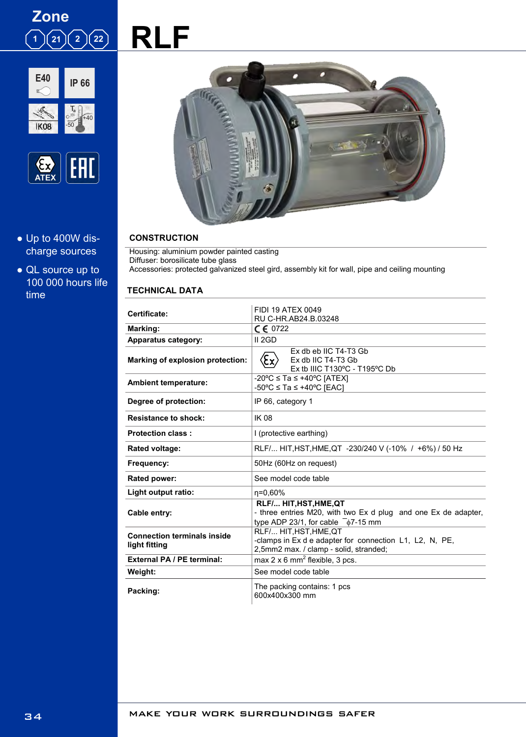# RLF

Zone 1 21 2 22

E40 | IP 66 | IK08 | $T_a$ -50 +40

ATEX | EAC

- Up to 400W discharge sources
- QL source up to 100 000 hours life time

## CONSTRUCTION

Housing: aluminium powder painted casting
Diffuser: borosilicate tube glass
Accessories: protected galvanized steel gird, assembly kit for wall, pipe and ceiling mounting

## TECHNICAL DATA

| | |
|---|---|
| **Certificate:** | FIDI 19 ATEX 0049<br>RU C-HR.AB24.B.03248 |
| **Marking:** | CE 0722 |
| **Apparatus category:** | II 2GD |
| **Marking of explosion protection:** | Ex db eb IIC T4-T3 Gb<br>Ex db IIC T4-T3 Gb<br>Ex tb IIIC T130°C - T195°C Db |
| **Ambient temperature:** | -20°C ≤ Ta ≤ +40°C [ATEX]<br>-50°C ≤ Ta ≤ +40°C [EAC] |
| **Degree of protection:** | IP 66, category 1 |
| **Resistance to shock:** | IK 08 |
| **Protection class :** | I (protective earthing) |
| **Rated voltage:** | RLF/... HIT,HST,HME,QT -230/240 V (-10% / +6%) / 50 Hz |
| **Frequency:** | 50Hz (60Hz on request) |
| **Rated power:** | See model code table |
| **Light output ratio:** | η=0,60% |
| **Cable entry:** | **RLF/... HIT,HST,HME,QT**<br>- three entries M20, with two Ex d plug and one Ex de adapter, type ADP 23/1, for cable ϕ7-15 mm |
| **Connection terminals inside light fitting** | RLF/... HIT,HST,HME,QT<br>-clamps in Ex d e adapter for connection L1, L2, N, PE, 2,5mm2 max. / clamp - solid, stranded; |
| **External PA / PE terminal:** | max 2 x 6 $mm^2$ flexible, 3 pcs. |
| **Weight:** | See model code table |
| **Packing:** | The packing contains: 1 pcs<br>600x400x300 mm |

MAKE YOUR WORK SURROUNDINGS SAFER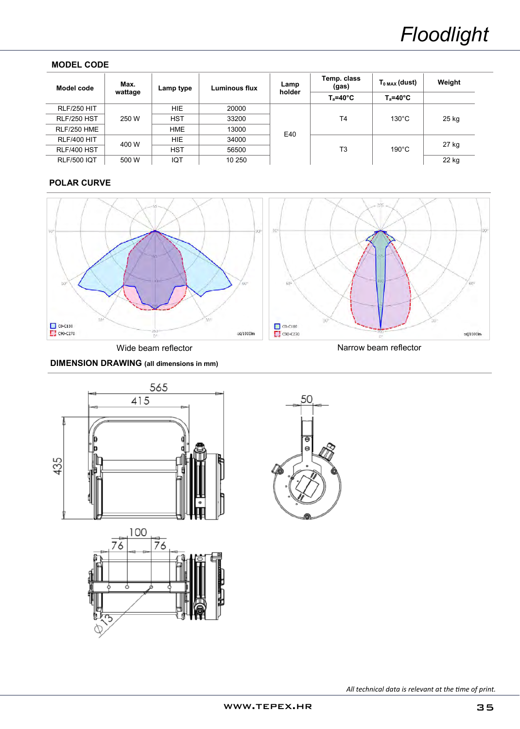## MODEL CODE

| Model code | Max. wattage | Lamp type | Luminous flux | Lamp holder | Temp. class (gas) | $T_{0\,MAX}$ (dust) | Weight |
|---|---|---|---|---|---|---|---|
| | | | | | $T_a$=40°C | $T_a$=40°C | |
| RLF/250 HIT | 250 W | HIE | 20000 | E40 | T4 | 130°C | 25 kg |
| RLF/250 HST | | HST | 33200 | | | | |
| RLF/250 HME | | HME | 13000 | | | | |
| RLF/400 HIT | 400 W | HIE | 34000 | | T3 | 190°C | 27 kg |
| RLF/400 HST | | HST | 56500 | | | | |
| RLF/500 IQT | 500 W | IQT | 10 250 | | | | 22 kg |

## POLAR CURVE

Wide beam reflector

Narrow beam reflector

## DIMENSION DRAWING (all dimensions in mm)

*All technical data is relevant at the time of print.*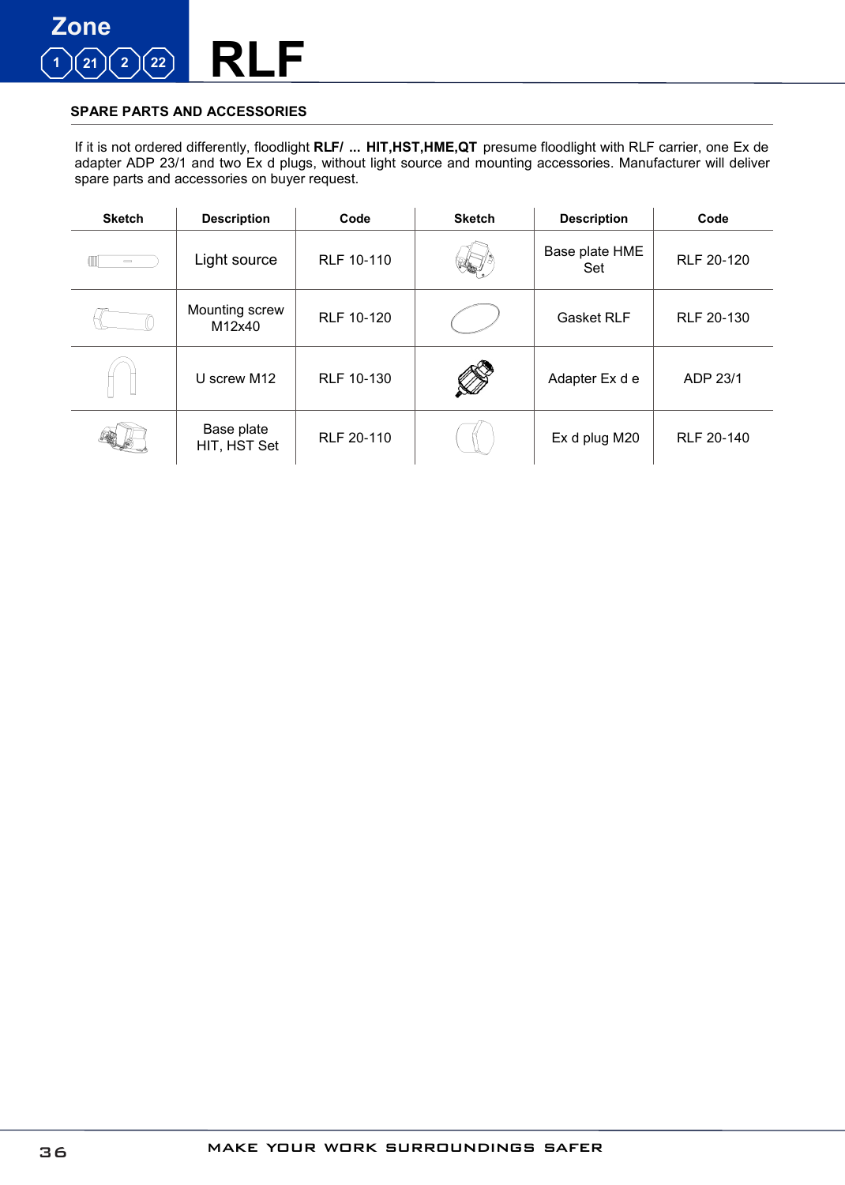# RLF

Zone 1 21 2 22

## SPARE PARTS AND ACCESSORIES

If it is not ordered differently, floodlight **RLF/ ... HIT,HST,HME,QT** presume floodlight with RLF carrier, one Ex de adapter ADP 23/1 and two Ex d plugs, without light source and mounting accessories. Manufacturer will deliver spare parts and accessories on buyer request.

| Sketch | Description | Code | Sketch | Description | Code |
|---|---|---|---|---|---|
| | Light source | RLF 10-110 | | Base plate HME Set | RLF 20-120 |
| | Mounting screw M12x40 | RLF 10-120 | | Gasket RLF | RLF 20-130 |
| | U screw M12 | RLF 10-130 | | Adapter Ex d e | ADP 23/1 |
| | Base plate HIT, HST Set | RLF 20-110 | | Ex d plug M20 | RLF 20-140 |